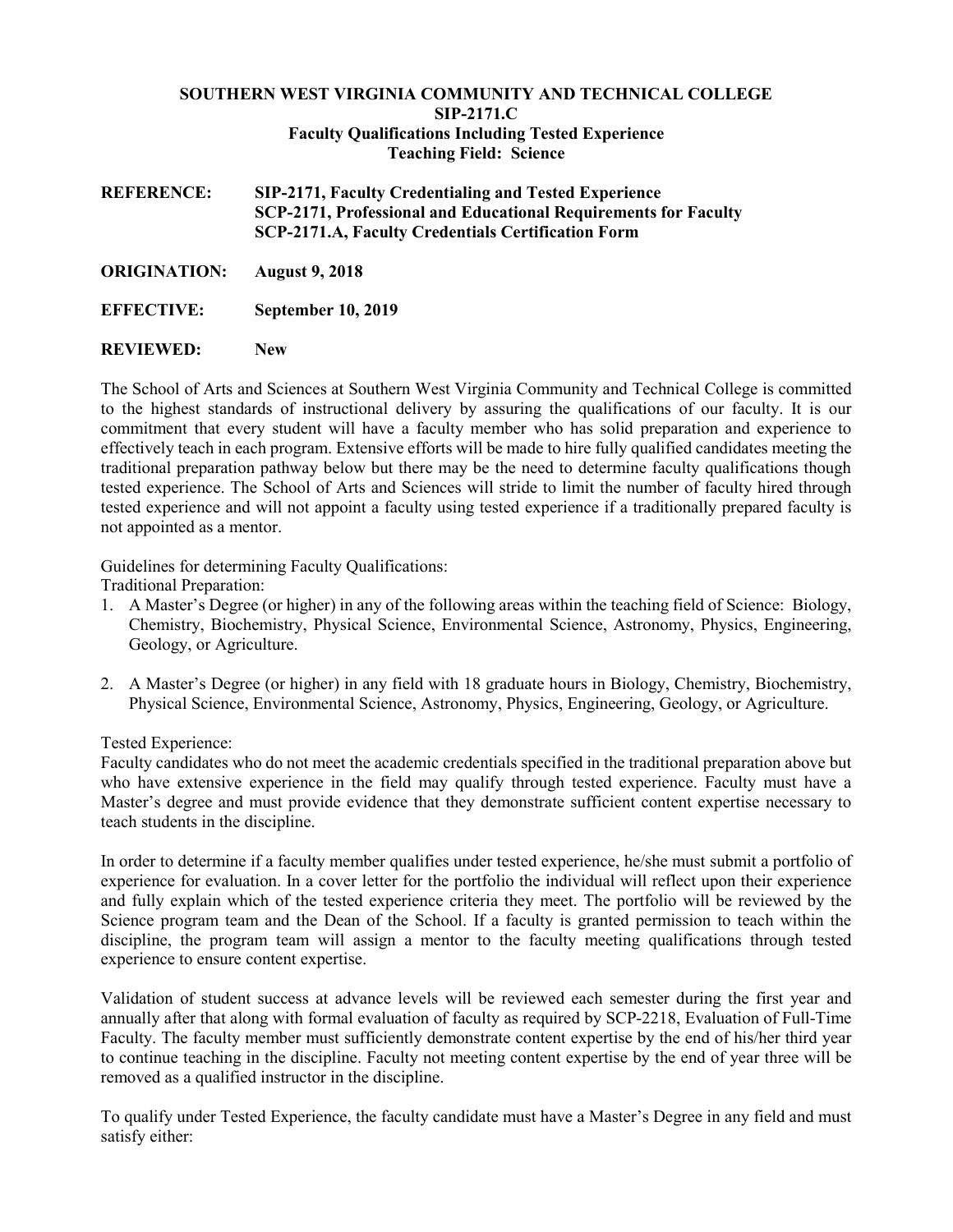**SOUTHERN WEST VIRGINIA COMMUNITY AND TECHNICAL COLLEGE**
**SIP-2171.C**
**Faculty Qualifications Including Tested Experience**
**Teaching Field: Science**

**REFERENCE:** **SIP-2171, Faculty Credentialing and Tested Experience**
**SCP-2171, Professional and Educational Requirements for Faculty**
**SCP-2171.A, Faculty Credentials Certification Form**

**ORIGINATION:** **August 9, 2018**

**EFFECTIVE:** **September 10, 2019**

**REVIEWED:** **New**

The School of Arts and Sciences at Southern West Virginia Community and Technical College is committed to the highest standards of instructional delivery by assuring the qualifications of our faculty. It is our commitment that every student will have a faculty member who has solid preparation and experience to effectively teach in each program. Extensive efforts will be made to hire fully qualified candidates meeting the traditional preparation pathway below but there may be the need to determine faculty qualifications though tested experience. The School of Arts and Sciences will stride to limit the number of faculty hired through tested experience and will not appoint a faculty using tested experience if a traditionally prepared faculty is not appointed as a mentor.

Guidelines for determining Faculty Qualifications:
Traditional Preparation:

1. A Master's Degree (or higher) in any of the following areas within the teaching field of Science: Biology, Chemistry, Biochemistry, Physical Science, Environmental Science, Astronomy, Physics, Engineering, Geology, or Agriculture.

2. A Master's Degree (or higher) in any field with 18 graduate hours in Biology, Chemistry, Biochemistry, Physical Science, Environmental Science, Astronomy, Physics, Engineering, Geology, or Agriculture.

Tested Experience:
Faculty candidates who do not meet the academic credentials specified in the traditional preparation above but who have extensive experience in the field may qualify through tested experience. Faculty must have a Master's degree and must provide evidence that they demonstrate sufficient content expertise necessary to teach students in the discipline.

In order to determine if a faculty member qualifies under tested experience, he/she must submit a portfolio of experience for evaluation. In a cover letter for the portfolio the individual will reflect upon their experience and fully explain which of the tested experience criteria they meet. The portfolio will be reviewed by the Science program team and the Dean of the School. If a faculty is granted permission to teach within the discipline, the program team will assign a mentor to the faculty meeting qualifications through tested experience to ensure content expertise.

Validation of student success at advance levels will be reviewed each semester during the first year and annually after that along with formal evaluation of faculty as required by SCP-2218, Evaluation of Full-Time Faculty. The faculty member must sufficiently demonstrate content expertise by the end of his/her third year to continue teaching in the discipline. Faculty not meeting content expertise by the end of year three will be removed as a qualified instructor in the discipline.

To qualify under Tested Experience, the faculty candidate must have a Master's Degree in any field and must satisfy either: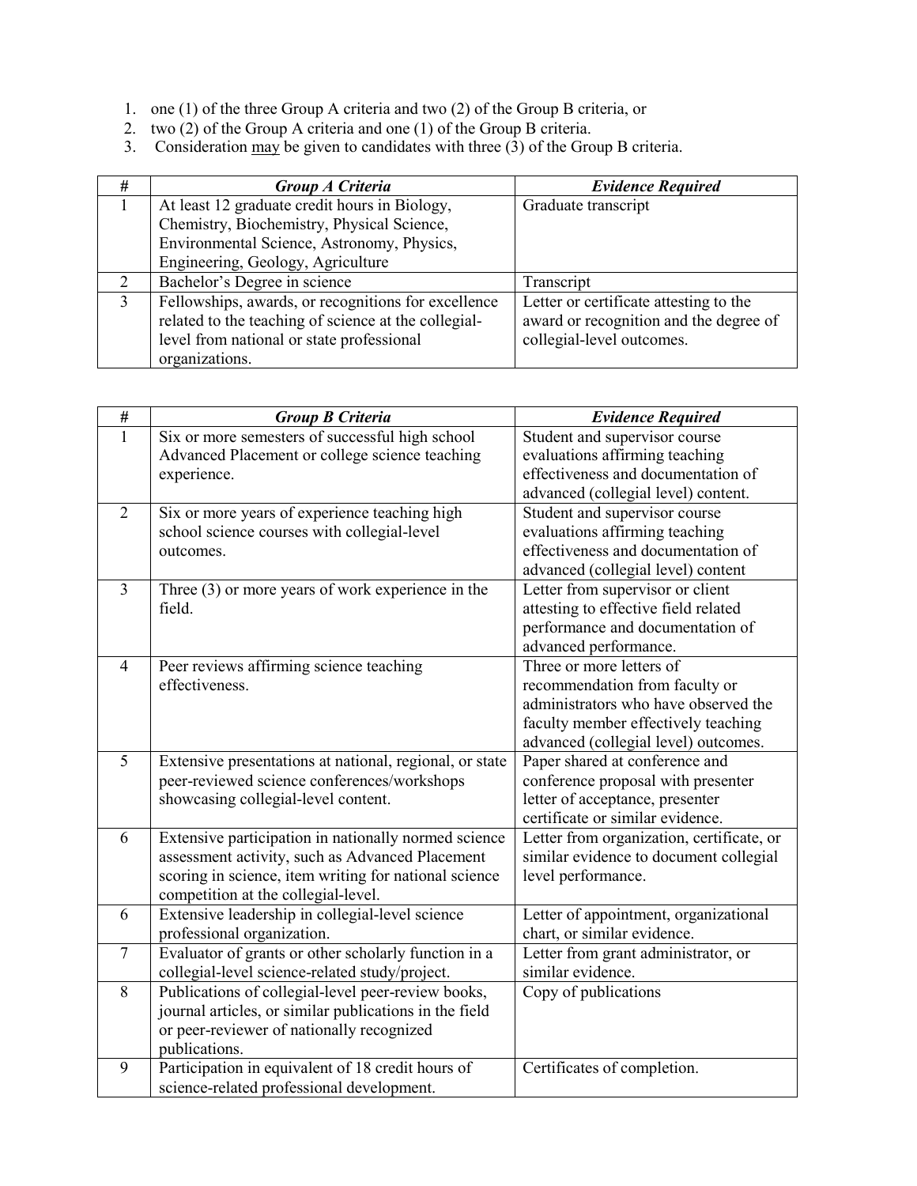1. one (1) of the three Group A criteria and two (2) of the Group B criteria, or
2. two (2) of the Group A criteria and one (1) of the Group B criteria.
3. Consideration <u>may</u> be given to candidates with three (3) of the Group B criteria.

| # | ***Group A Criteria*** | ***Evidence Required*** |
|---|---|---|
| 1 | At least 12 graduate credit hours in Biology, Chemistry, Biochemistry, Physical Science, Environmental Science, Astronomy, Physics, Engineering, Geology, Agriculture | Graduate transcript |
| 2 | Bachelor's Degree in science | Transcript |
| 3 | Fellowships, awards, or recognitions for excellence related to the teaching of science at the collegial-level from national or state professional organizations. | Letter or certificate attesting to the award or recognition and the degree of collegial-level outcomes. |

| # | ***Group B Criteria*** | ***Evidence Required*** |
|---|---|---|
| 1 | Six or more semesters of successful high school Advanced Placement or college science teaching experience. | Student and supervisor course evaluations affirming teaching effectiveness and documentation of advanced (collegial level) content. |
| 2 | Six or more years of experience teaching high school science courses with collegial-level outcomes. | Student and supervisor course evaluations affirming teaching effectiveness and documentation of advanced (collegial level) content |
| 3 | Three (3) or more years of work experience in the field. | Letter from supervisor or client attesting to effective field related performance and documentation of advanced performance. |
| 4 | Peer reviews affirming science teaching effectiveness. | Three or more letters of recommendation from faculty or administrators who have observed the faculty member effectively teaching advanced (collegial level) outcomes. |
| 5 | Extensive presentations at national, regional, or state peer-reviewed science conferences/workshops showcasing collegial-level content. | Paper shared at conference and conference proposal with presenter letter of acceptance, presenter certificate or similar evidence. |
| 6 | Extensive participation in nationally normed science assessment activity, such as Advanced Placement scoring in science, item writing for national science competition at the collegial-level. | Letter from organization, certificate, or similar evidence to document collegial level performance. |
| 6 | Extensive leadership in collegial-level science professional organization. | Letter of appointment, organizational chart, or similar evidence. |
| 7 | Evaluator of grants or other scholarly function in a collegial-level science-related study/project. | Letter from grant administrator, or similar evidence. |
| 8 | Publications of collegial-level peer-review books, journal articles, or similar publications in the field or peer-reviewer of nationally recognized publications. | Copy of publications |
| 9 | Participation in equivalent of 18 credit hours of science-related professional development. | Certificates of completion. |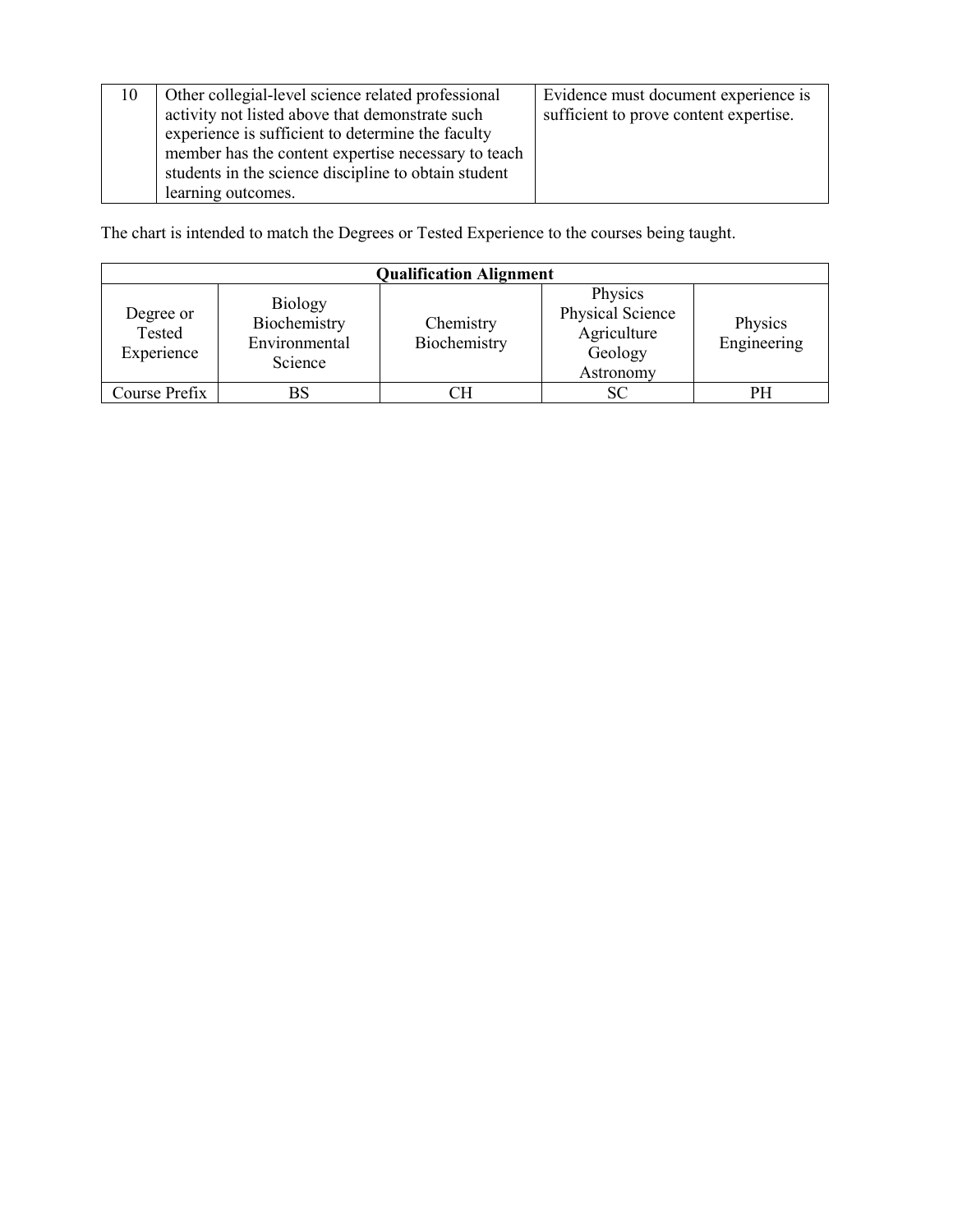| | | |
|---|---|---|
| 10 | Other collegial-level science related professional activity not listed above that demonstrate such experience is sufficient to determine the faculty member has the content expertise necessary to teach students in the science discipline to obtain student learning outcomes. | Evidence must document experience is sufficient to prove content expertise. |

The chart is intended to match the Degrees or Tested Experience to the courses being taught.

| **Qualification Alignment** | | | | |
|---|---|---|---|---|
| Degree or Tested Experience | Biology Biochemistry Environmental Science | Chemistry Biochemistry | Physics Physical Science Agriculture Geology Astronomy | Physics Engineering |
| Course Prefix | BS | CH | SC | PH |